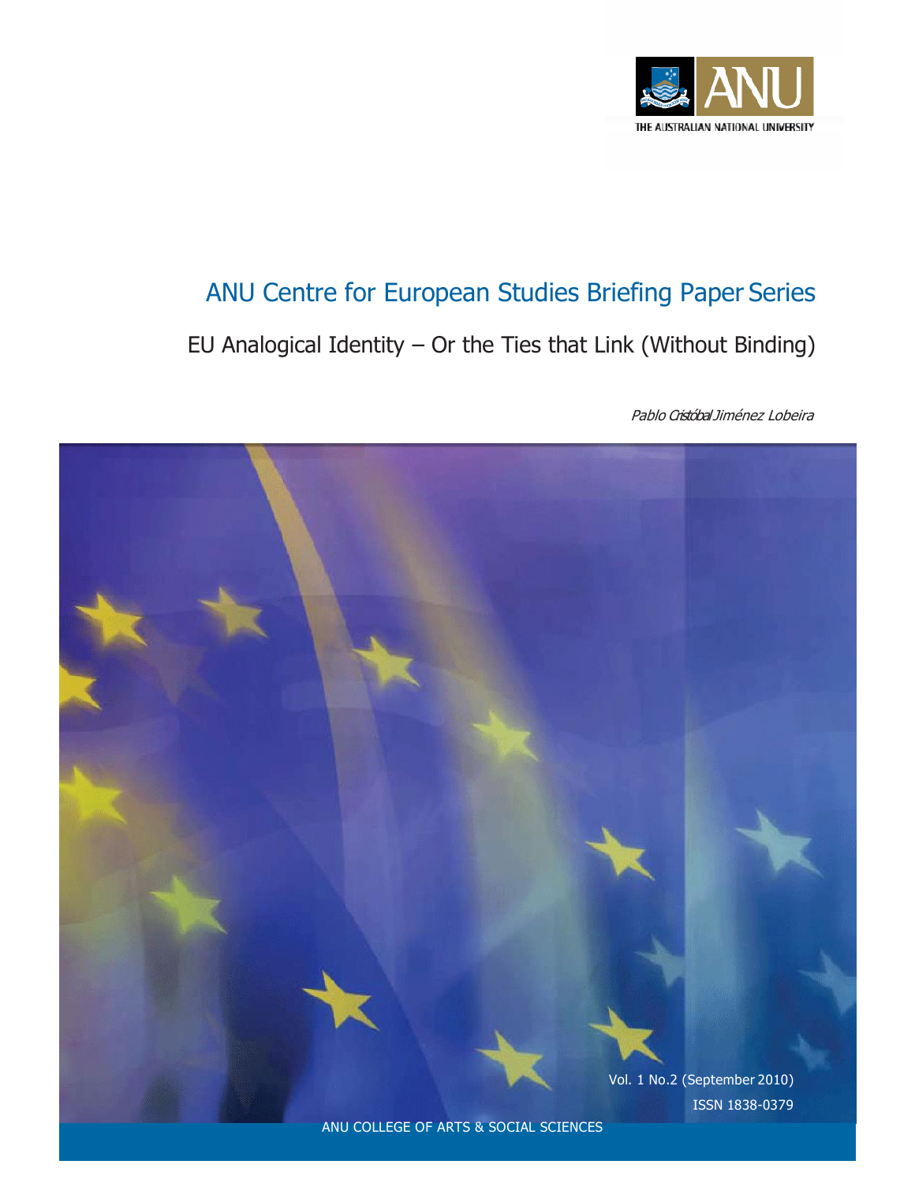THE AUSTRALIAN NATIONAL UNIVERSITY

# ANU Centre for European Studies Briefing Paper Series

## EU Analogical Identity – Or the Ties that Link (Without Binding)

*Pablo Cristóbal Jiménez Lobeira*

Vol. 1 No.2 (September 2010)

ISSN 1838-0379

ANU COLLEGE OF ARTS & SOCIAL SCIENCES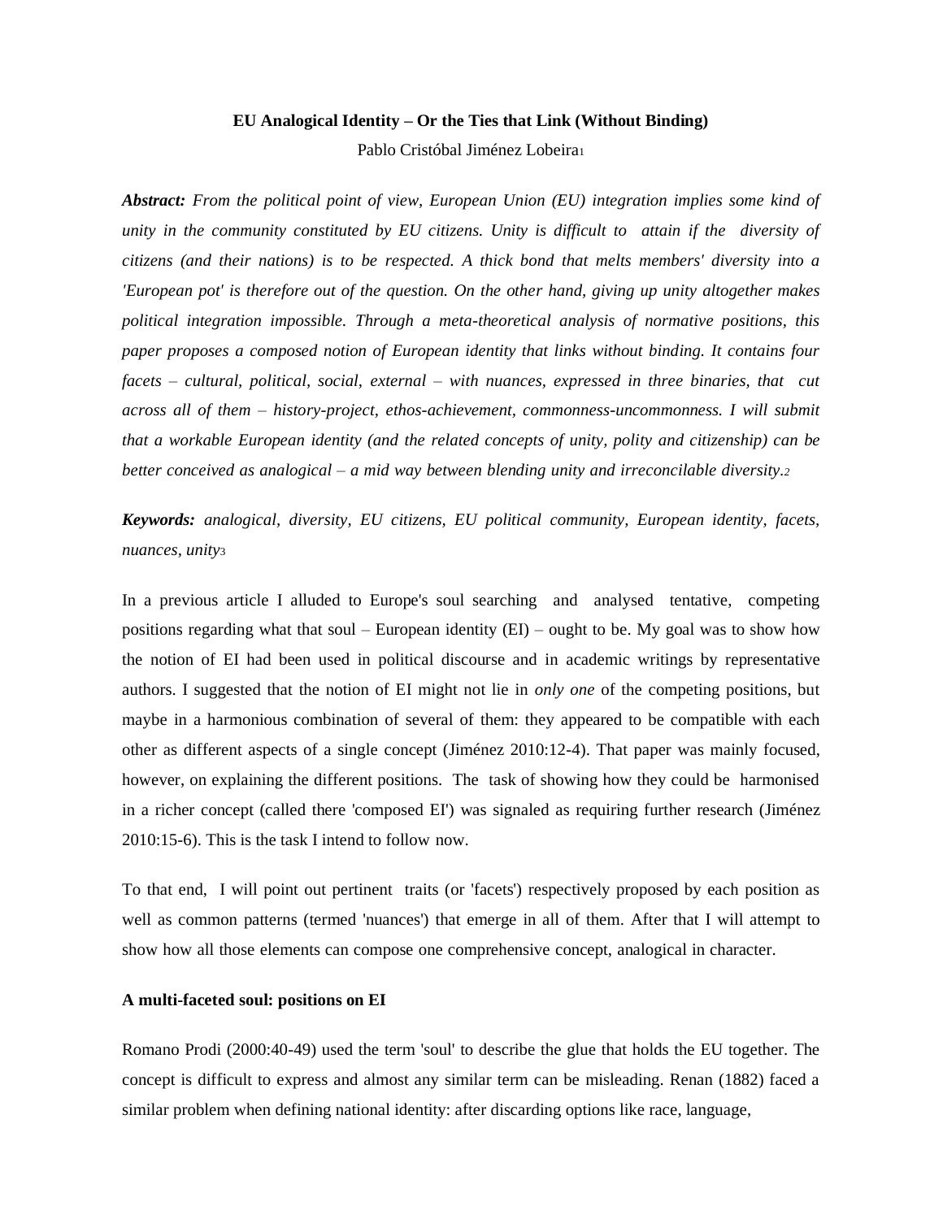**EU Analogical Identity – Or the Ties that Link (Without Binding)**

Pablo Cristóbal Jiménez Lobeira[1]

***Abstract:*** *From the political point of view, European Union (EU) integration implies some kind of unity in the community constituted by EU citizens. Unity is difficult to attain if the diversity of citizens (and their nations) is to be respected. A thick bond that melts members' diversity into a 'European pot' is therefore out of the question. On the other hand, giving up unity altogether makes political integration impossible. Through a meta-theoretical analysis of normative positions, this paper proposes a composed notion of European identity that links without binding. It contains four facets – cultural, political, social, external – with nuances, expressed in three binaries, that cut across all of them – history-project, ethos-achievement, commonness-uncommonness. I will submit that a workable European identity (and the related concepts of unity, polity and citizenship) can be better conceived as analogical – a mid way between blending unity and irreconcilable diversity.*[2]

***Keywords:*** *analogical, diversity, EU citizens, EU political community, European identity, facets, nuances, unity*[3]

In a previous article I alluded to Europe's soul searching and analysed tentative, competing positions regarding what that soul – European identity (EI) – ought to be. My goal was to show how the notion of EI had been used in political discourse and in academic writings by representative authors. I suggested that the notion of EI might not lie in *only one* of the competing positions, but maybe in a harmonious combination of several of them: they appeared to be compatible with each other as different aspects of a single concept (Jiménez 2010:12-4). That paper was mainly focused, however, on explaining the different positions. The task of showing how they could be harmonised in a richer concept (called there 'composed EI') was signaled as requiring further research (Jiménez 2010:15-6). This is the task I intend to follow now.

To that end, I will point out pertinent traits (or 'facets') respectively proposed by each position as well as common patterns (termed 'nuances') that emerge in all of them. After that I will attempt to show how all those elements can compose one comprehensive concept, analogical in character.

**A multi-faceted soul: positions on EI**

Romano Prodi (2000:40-49) used the term 'soul' to describe the glue that holds the EU together. The concept is difficult to express and almost any similar term can be misleading. Renan (1882) faced a similar problem when defining national identity: after discarding options like race, language,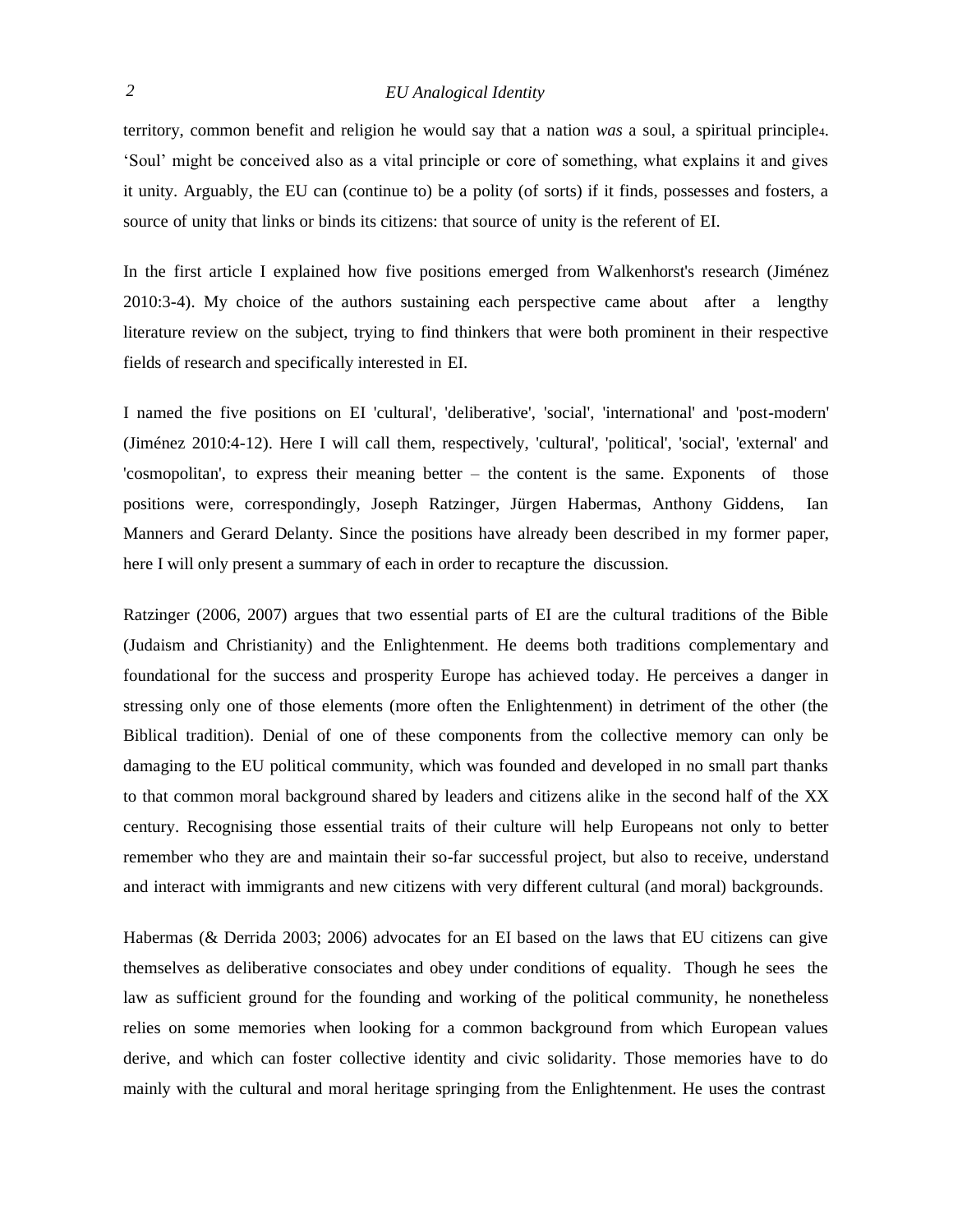territory, common benefit and religion he would say that a nation *was* a soul, a spiritual principle[4]. 'Soul' might be conceived also as a vital principle or core of something, what explains it and gives it unity. Arguably, the EU can (continue to) be a polity (of sorts) if it finds, possesses and fosters, a source of unity that links or binds its citizens: that source of unity is the referent of EI.

In the first article I explained how five positions emerged from Walkenhorst's research (Jiménez 2010:3-4). My choice of the authors sustaining each perspective came about after a lengthy literature review on the subject, trying to find thinkers that were both prominent in their respective fields of research and specifically interested in EI.

I named the five positions on EI 'cultural', 'deliberative', 'social', 'international' and 'post-modern' (Jiménez 2010:4-12). Here I will call them, respectively, 'cultural', 'political', 'social', 'external' and 'cosmopolitan', to express their meaning better – the content is the same. Exponents of those positions were, correspondingly, Joseph Ratzinger, Jürgen Habermas, Anthony Giddens, Ian Manners and Gerard Delanty. Since the positions have already been described in my former paper, here I will only present a summary of each in order to recapture the discussion.

Ratzinger (2006, 2007) argues that two essential parts of EI are the cultural traditions of the Bible (Judaism and Christianity) and the Enlightenment. He deems both traditions complementary and foundational for the success and prosperity Europe has achieved today. He perceives a danger in stressing only one of those elements (more often the Enlightenment) in detriment of the other (the Biblical tradition). Denial of one of these components from the collective memory can only be damaging to the EU political community, which was founded and developed in no small part thanks to that common moral background shared by leaders and citizens alike in the second half of the XX century. Recognising those essential traits of their culture will help Europeans not only to better remember who they are and maintain their so-far successful project, but also to receive, understand and interact with immigrants and new citizens with very different cultural (and moral) backgrounds.

Habermas (& Derrida 2003; 2006) advocates for an EI based on the laws that EU citizens can give themselves as deliberative consociates and obey under conditions of equality. Though he sees the law as sufficient ground for the founding and working of the political community, he nonetheless relies on some memories when looking for a common background from which European values derive, and which can foster collective identity and civic solidarity. Those memories have to do mainly with the cultural and moral heritage springing from the Enlightenment. He uses the contrast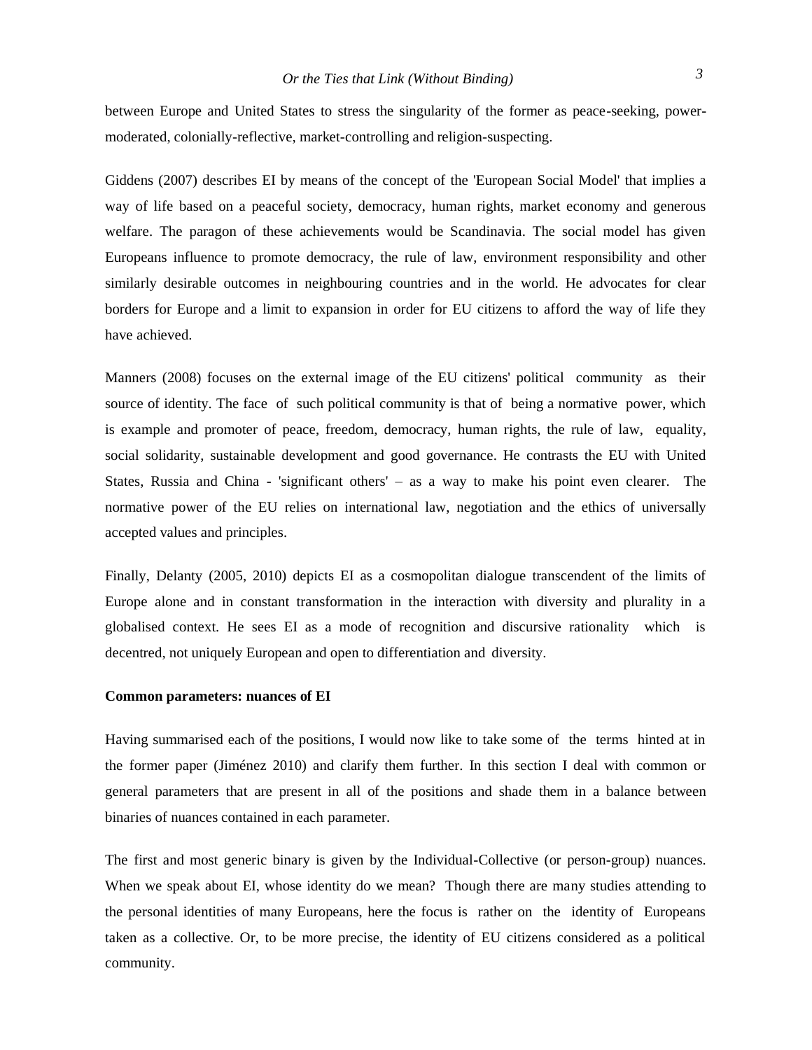between Europe and United States to stress the singularity of the former as peace-seeking, power-moderated, colonially-reflective, market-controlling and religion-suspecting.

Giddens (2007) describes EI by means of the concept of the 'European Social Model' that implies a way of life based on a peaceful society, democracy, human rights, market economy and generous welfare. The paragon of these achievements would be Scandinavia. The social model has given Europeans influence to promote democracy, the rule of law, environment responsibility and other similarly desirable outcomes in neighbouring countries and in the world. He advocates for clear borders for Europe and a limit to expansion in order for EU citizens to afford the way of life they have achieved.

Manners (2008) focuses on the external image of the EU citizens' political community as their source of identity. The face of such political community is that of being a normative power, which is example and promoter of peace, freedom, democracy, human rights, the rule of law, equality, social solidarity, sustainable development and good governance. He contrasts the EU with United States, Russia and China - 'significant others' – as a way to make his point even clearer. The normative power of the EU relies on international law, negotiation and the ethics of universally accepted values and principles.

Finally, Delanty (2005, 2010) depicts EI as a cosmopolitan dialogue transcendent of the limits of Europe alone and in constant transformation in the interaction with diversity and plurality in a globalised context. He sees EI as a mode of recognition and discursive rationality which is decentred, not uniquely European and open to differentiation and diversity.

**Common parameters: nuances of EI**

Having summarised each of the positions, I would now like to take some of the terms hinted at in the former paper (Jiménez 2010) and clarify them further. In this section I deal with common or general parameters that are present in all of the positions and shade them in a balance between binaries of nuances contained in each parameter.

The first and most generic binary is given by the Individual-Collective (or person-group) nuances. When we speak about EI, whose identity do we mean? Though there are many studies attending to the personal identities of many Europeans, here the focus is rather on the identity of Europeans taken as a collective. Or, to be more precise, the identity of EU citizens considered as a political community.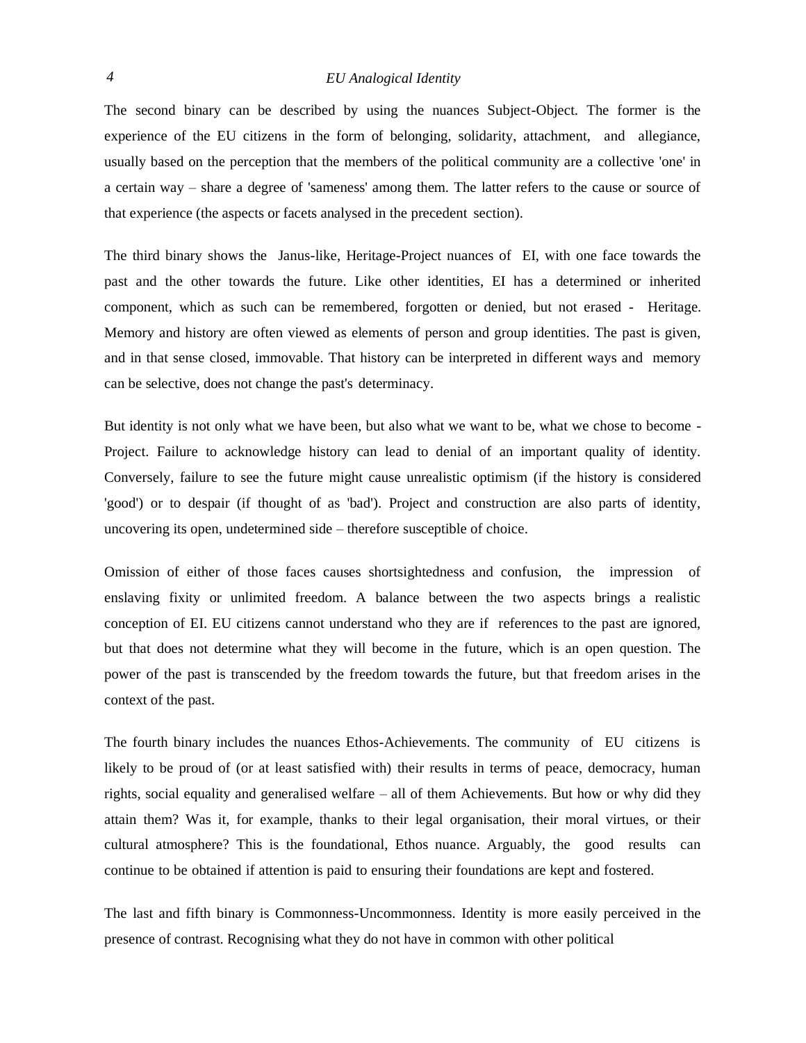The second binary can be described by using the nuances Subject-Object. The former is the experience of the EU citizens in the form of belonging, solidarity, attachment, and allegiance, usually based on the perception that the members of the political community are a collective 'one' in a certain way – share a degree of 'sameness' among them. The latter refers to the cause or source of that experience (the aspects or facets analysed in the precedent section).

The third binary shows the Janus-like, Heritage-Project nuances of EI, with one face towards the past and the other towards the future. Like other identities, EI has a determined or inherited component, which as such can be remembered, forgotten or denied, but not erased - Heritage. Memory and history are often viewed as elements of person and group identities. The past is given, and in that sense closed, immovable. That history can be interpreted in different ways and memory can be selective, does not change the past's determinacy.

But identity is not only what we have been, but also what we want to be, what we chose to become - Project. Failure to acknowledge history can lead to denial of an important quality of identity. Conversely, failure to see the future might cause unrealistic optimism (if the history is considered 'good') or to despair (if thought of as 'bad'). Project and construction are also parts of identity, uncovering its open, undetermined side – therefore susceptible of choice.

Omission of either of those faces causes shortsightedness and confusion, the impression of enslaving fixity or unlimited freedom. A balance between the two aspects brings a realistic conception of EI. EU citizens cannot understand who they are if references to the past are ignored, but that does not determine what they will become in the future, which is an open question. The power of the past is transcended by the freedom towards the future, but that freedom arises in the context of the past.

The fourth binary includes the nuances Ethos-Achievements. The community of EU citizens is likely to be proud of (or at least satisfied with) their results in terms of peace, democracy, human rights, social equality and generalised welfare – all of them Achievements. But how or why did they attain them? Was it, for example, thanks to their legal organisation, their moral virtues, or their cultural atmosphere? This is the foundational, Ethos nuance. Arguably, the good results can continue to be obtained if attention is paid to ensuring their foundations are kept and fostered.

The last and fifth binary is Commonness-Uncommonness. Identity is more easily perceived in the presence of contrast. Recognising what they do not have in common with other political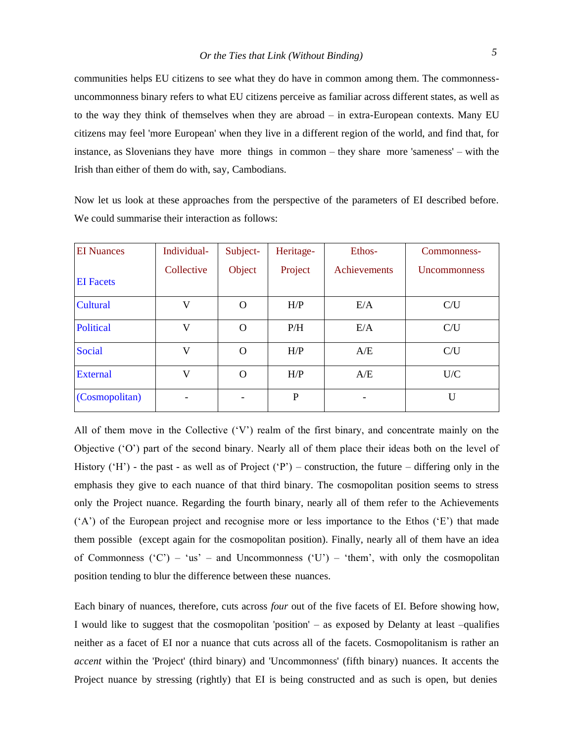communities helps EU citizens to see what they do have in common among them. The commonness-uncommonness binary refers to what EU citizens perceive as familiar across different states, as well as to the way they think of themselves when they are abroad – in extra-European contexts. Many EU citizens may feel 'more European' when they live in a different region of the world, and find that, for instance, as Slovenians they have more things in common – they share more 'sameness' – with the Irish than either of them do with, say, Cambodians.

Now let us look at these approaches from the perspective of the parameters of EI described before. We could summarise their interaction as follows:

| EI Nuances / EI Facets | Individual-Collective | Subject-Object | Heritage-Project | Ethos-Achievements | Commonness-Uncommonness |
|---|---|---|---|---|---|
| Cultural | V | O | H/P | E/A | C/U |
| Political | V | O | P/H | E/A | C/U |
| Social | V | O | H/P | A/E | C/U |
| External | V | O | H/P | A/E | U/C |
| (Cosmopolitan) | - | - | P | - | U |

All of them move in the Collective ('V') realm of the first binary, and concentrate mainly on the Objective ('O') part of the second binary. Nearly all of them place their ideas both on the level of History ('H') - the past - as well as of Project ('P') – construction, the future – differing only in the emphasis they give to each nuance of that third binary. The cosmopolitan position seems to stress only the Project nuance. Regarding the fourth binary, nearly all of them refer to the Achievements ('A') of the European project and recognise more or less importance to the Ethos ('E') that made them possible (except again for the cosmopolitan position). Finally, nearly all of them have an idea of Commonness ('C') – 'us' – and Uncommonness ('U') – 'them', with only the cosmopolitan position tending to blur the difference between these nuances.

Each binary of nuances, therefore, cuts across *four* out of the five facets of EI. Before showing how, I would like to suggest that the cosmopolitan 'position' – as exposed by Delanty at least –qualifies neither as a facet of EI nor a nuance that cuts across all of the facets. Cosmopolitanism is rather an *accent* within the 'Project' (third binary) and 'Uncommonness' (fifth binary) nuances. It accents the Project nuance by stressing (rightly) that EI is being constructed and as such is open, but denies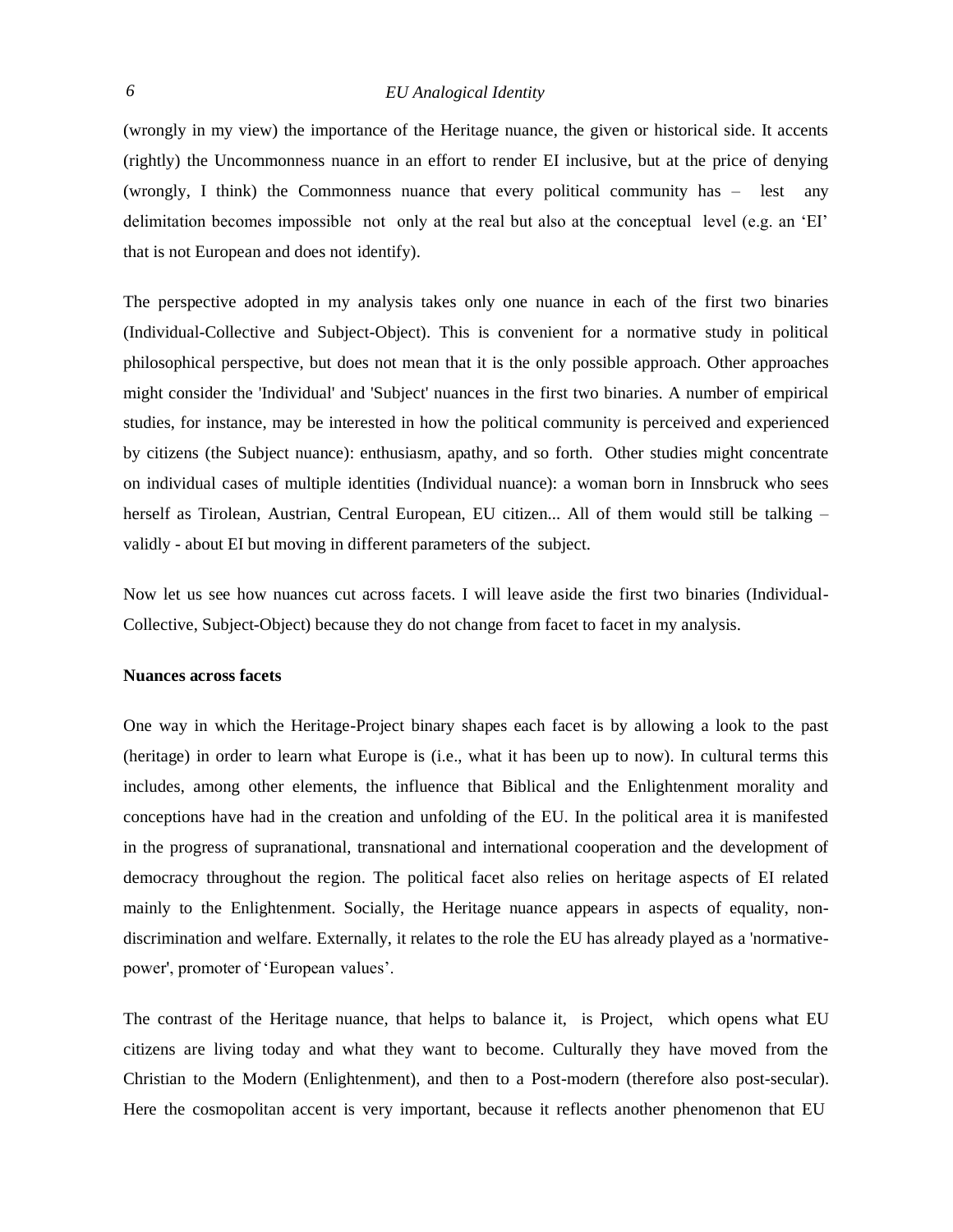(wrongly in my view) the importance of the Heritage nuance, the given or historical side. It accents (rightly) the Uncommonness nuance in an effort to render EI inclusive, but at the price of denying (wrongly, I think) the Commonness nuance that every political community has – lest any delimitation becomes impossible not only at the real but also at the conceptual level (e.g. an 'EI' that is not European and does not identify).

The perspective adopted in my analysis takes only one nuance in each of the first two binaries (Individual-Collective and Subject-Object). This is convenient for a normative study in political philosophical perspective, but does not mean that it is the only possible approach. Other approaches might consider the 'Individual' and 'Subject' nuances in the first two binaries. A number of empirical studies, for instance, may be interested in how the political community is perceived and experienced by citizens (the Subject nuance): enthusiasm, apathy, and so forth. Other studies might concentrate on individual cases of multiple identities (Individual nuance): a woman born in Innsbruck who sees herself as Tirolean, Austrian, Central European, EU citizen... All of them would still be talking – validly - about EI but moving in different parameters of the subject.

Now let us see how nuances cut across facets. I will leave aside the first two binaries (Individual-Collective, Subject-Object) because they do not change from facet to facet in my analysis.

**Nuances across facets**

One way in which the Heritage-Project binary shapes each facet is by allowing a look to the past (heritage) in order to learn what Europe is (i.e., what it has been up to now). In cultural terms this includes, among other elements, the influence that Biblical and the Enlightenment morality and conceptions have had in the creation and unfolding of the EU. In the political area it is manifested in the progress of supranational, transnational and international cooperation and the development of democracy throughout the region. The political facet also relies on heritage aspects of EI related mainly to the Enlightenment. Socially, the Heritage nuance appears in aspects of equality, non-discrimination and welfare. Externally, it relates to the role the EU has already played as a 'normative-power', promoter of 'European values'.

The contrast of the Heritage nuance, that helps to balance it, is Project, which opens what EU citizens are living today and what they want to become. Culturally they have moved from the Christian to the Modern (Enlightenment), and then to a Post-modern (therefore also post-secular). Here the cosmopolitan accent is very important, because it reflects another phenomenon that EU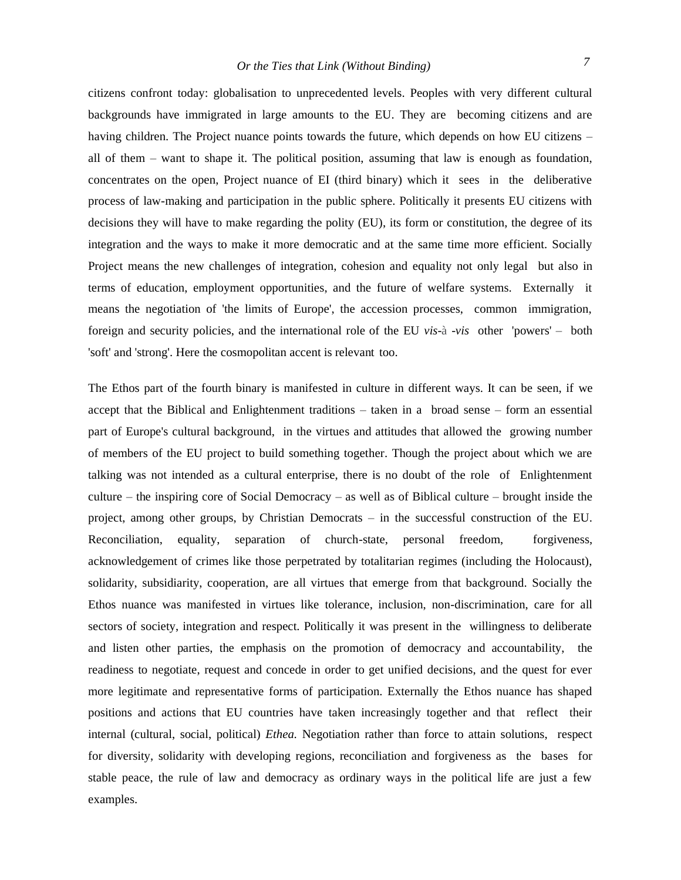citizens confront today: globalisation to unprecedented levels. Peoples with very different cultural backgrounds have immigrated in large amounts to the EU. They are becoming citizens and are having children. The Project nuance points towards the future, which depends on how EU citizens – all of them – want to shape it. The political position, assuming that law is enough as foundation, concentrates on the open, Project nuance of EI (third binary) which it sees in the deliberative process of law-making and participation in the public sphere. Politically it presents EU citizens with decisions they will have to make regarding the polity (EU), its form or constitution, the degree of its integration and the ways to make it more democratic and at the same time more efficient. Socially Project means the new challenges of integration, cohesion and equality not only legal but also in terms of education, employment opportunities, and the future of welfare systems. Externally it means the negotiation of 'the limits of Europe', the accession processes, common immigration, foreign and security policies, and the international role of the EU *vis-à -vis* other 'powers' – both 'soft' and 'strong'. Here the cosmopolitan accent is relevant too.

The Ethos part of the fourth binary is manifested in culture in different ways. It can be seen, if we accept that the Biblical and Enlightenment traditions – taken in a broad sense – form an essential part of Europe's cultural background, in the virtues and attitudes that allowed the growing number of members of the EU project to build something together. Though the project about which we are talking was not intended as a cultural enterprise, there is no doubt of the role of Enlightenment culture – the inspiring core of Social Democracy – as well as of Biblical culture – brought inside the project, among other groups, by Christian Democrats – in the successful construction of the EU. Reconciliation, equality, separation of church-state, personal freedom, forgiveness, acknowledgement of crimes like those perpetrated by totalitarian regimes (including the Holocaust), solidarity, subsidiarity, cooperation, are all virtues that emerge from that background. Socially the Ethos nuance was manifested in virtues like tolerance, inclusion, non-discrimination, care for all sectors of society, integration and respect. Politically it was present in the willingness to deliberate and listen other parties, the emphasis on the promotion of democracy and accountability, the readiness to negotiate, request and concede in order to get unified decisions, and the quest for ever more legitimate and representative forms of participation. Externally the Ethos nuance has shaped positions and actions that EU countries have taken increasingly together and that reflect their internal (cultural, social, political) *Ethea.* Negotiation rather than force to attain solutions, respect for diversity, solidarity with developing regions, reconciliation and forgiveness as the bases for stable peace, the rule of law and democracy as ordinary ways in the political life are just a few examples.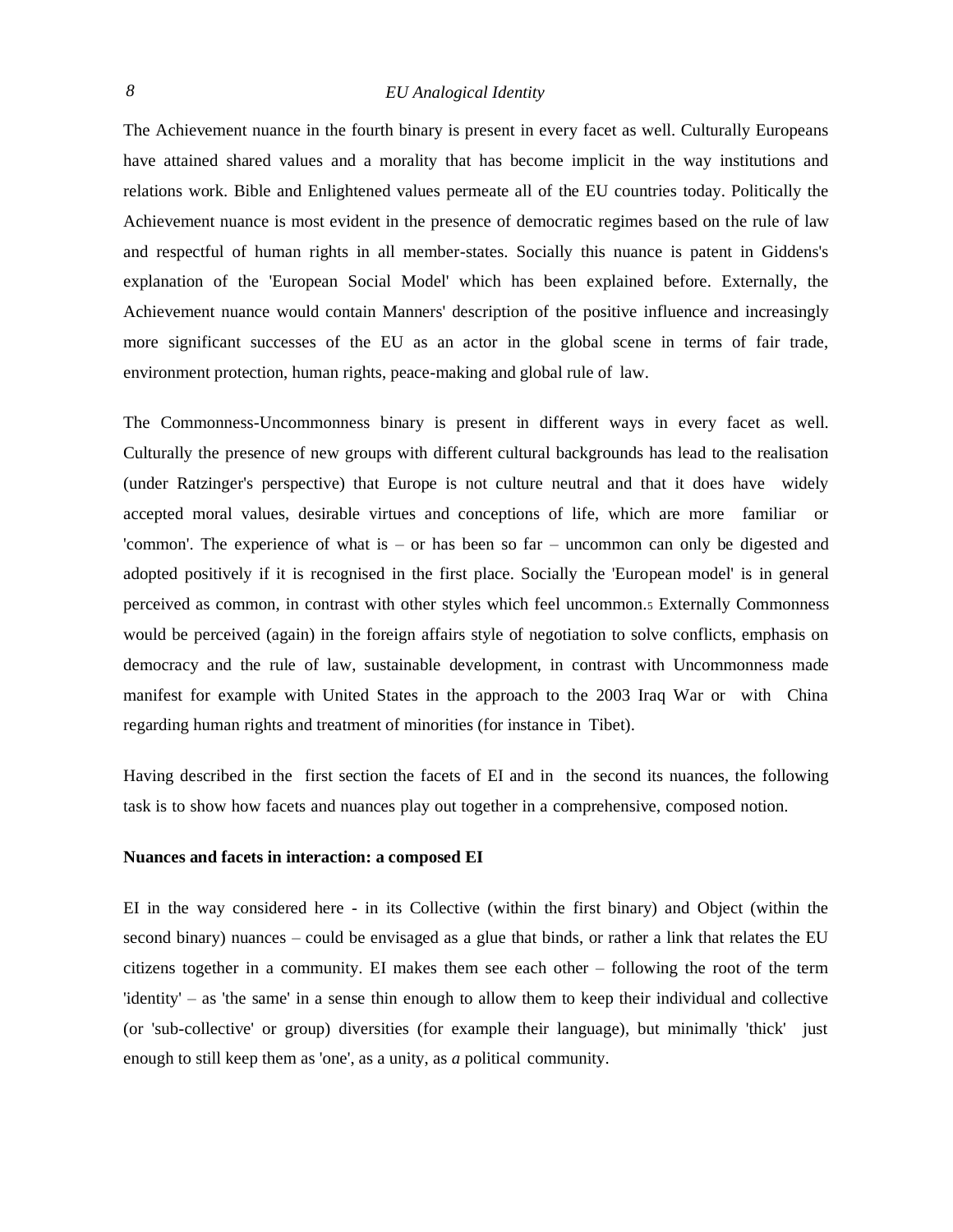The Achievement nuance in the fourth binary is present in every facet as well. Culturally Europeans have attained shared values and a morality that has become implicit in the way institutions and relations work. Bible and Enlightened values permeate all of the EU countries today. Politically the Achievement nuance is most evident in the presence of democratic regimes based on the rule of law and respectful of human rights in all member-states. Socially this nuance is patent in Giddens's explanation of the 'European Social Model' which has been explained before. Externally, the Achievement nuance would contain Manners' description of the positive influence and increasingly more significant successes of the EU as an actor in the global scene in terms of fair trade, environment protection, human rights, peace-making and global rule of law.

The Commonness-Uncommonness binary is present in different ways in every facet as well. Culturally the presence of new groups with different cultural backgrounds has lead to the realisation (under Ratzinger's perspective) that Europe is not culture neutral and that it does have widely accepted moral values, desirable virtues and conceptions of life, which are more familiar or 'common'. The experience of what is – or has been so far – uncommon can only be digested and adopted positively if it is recognised in the first place. Socially the 'European model' is in general perceived as common, in contrast with other styles which feel uncommon.[5] Externally Commonness would be perceived (again) in the foreign affairs style of negotiation to solve conflicts, emphasis on democracy and the rule of law, sustainable development, in contrast with Uncommonness made manifest for example with United States in the approach to the 2003 Iraq War or with China regarding human rights and treatment of minorities (for instance in Tibet).

Having described in the first section the facets of EI and in the second its nuances, the following task is to show how facets and nuances play out together in a comprehensive, composed notion.

**Nuances and facets in interaction: a composed EI**

EI in the way considered here - in its Collective (within the first binary) and Object (within the second binary) nuances – could be envisaged as a glue that binds, or rather a link that relates the EU citizens together in a community. EI makes them see each other – following the root of the term 'identity' – as 'the same' in a sense thin enough to allow them to keep their individual and collective (or 'sub-collective' or group) diversities (for example their language), but minimally 'thick' just enough to still keep them as 'one', as a unity, as *a* political community.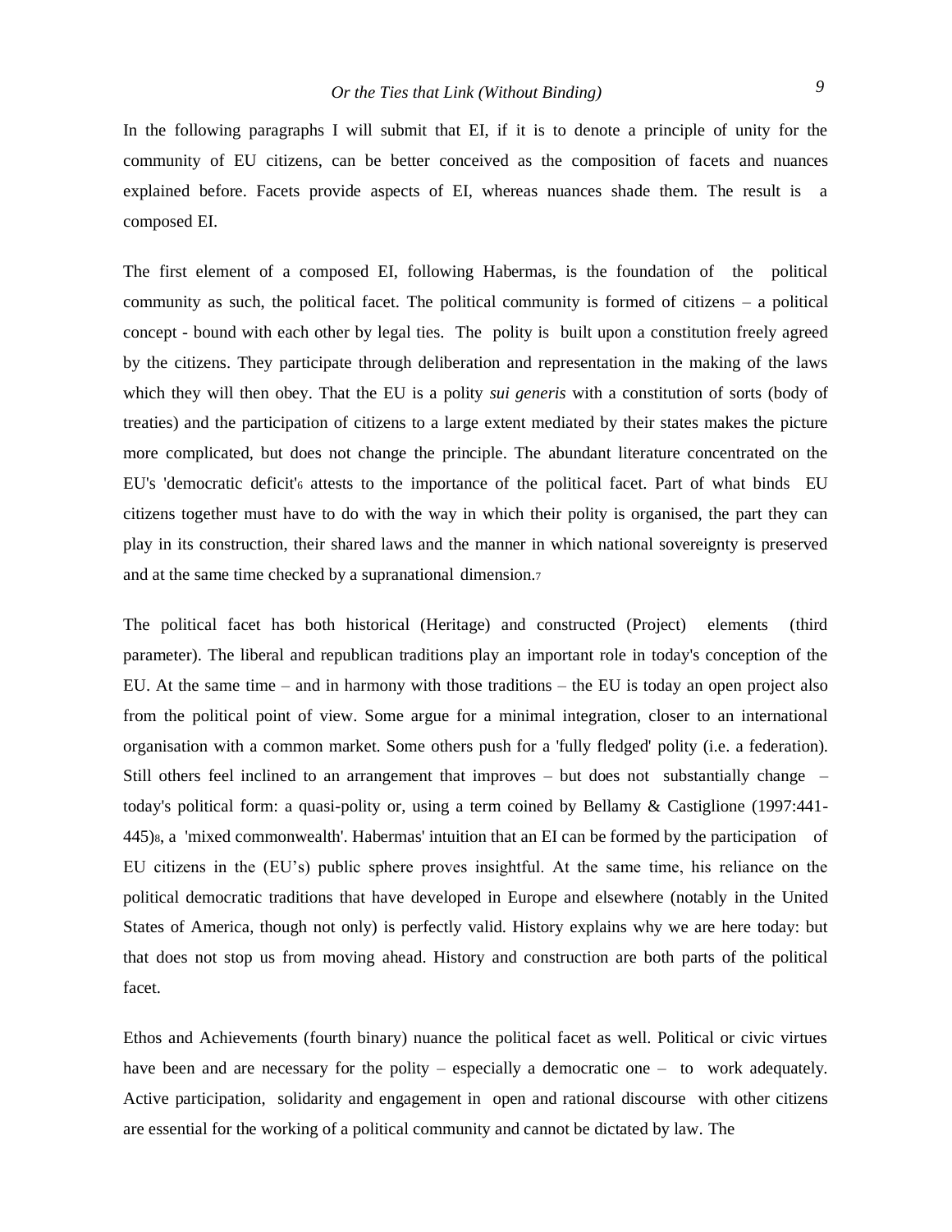In the following paragraphs I will submit that EI, if it is to denote a principle of unity for the community of EU citizens, can be better conceived as the composition of facets and nuances explained before. Facets provide aspects of EI, whereas nuances shade them. The result is a composed EI.

The first element of a composed EI, following Habermas, is the foundation of the political community as such, the political facet. The political community is formed of citizens – a political concept - bound with each other by legal ties. The polity is built upon a constitution freely agreed by the citizens. They participate through deliberation and representation in the making of the laws which they will then obey. That the EU is a polity *sui generis* with a constitution of sorts (body of treaties) and the participation of citizens to a large extent mediated by their states makes the picture more complicated, but does not change the principle. The abundant literature concentrated on the EU's 'democratic deficit'[6] attests to the importance of the political facet. Part of what binds EU citizens together must have to do with the way in which their polity is organised, the part they can play in its construction, their shared laws and the manner in which national sovereignty is preserved and at the same time checked by a supranational dimension.[7]

The political facet has both historical (Heritage) and constructed (Project) elements (third parameter). The liberal and republican traditions play an important role in today's conception of the EU. At the same time – and in harmony with those traditions – the EU is today an open project also from the political point of view. Some argue for a minimal integration, closer to an international organisation with a common market. Some others push for a 'fully fledged' polity (i.e. a federation). Still others feel inclined to an arrangement that improves – but does not substantially change – today's political form: a quasi-polity or, using a term coined by Bellamy & Castiglione (1997:441-445)[8], a 'mixed commonwealth'. Habermas' intuition that an EI can be formed by the participation of EU citizens in the (EU's) public sphere proves insightful. At the same time, his reliance on the political democratic traditions that have developed in Europe and elsewhere (notably in the United States of America, though not only) is perfectly valid. History explains why we are here today: but that does not stop us from moving ahead. History and construction are both parts of the political facet.

Ethos and Achievements (fourth binary) nuance the political facet as well. Political or civic virtues have been and are necessary for the polity – especially a democratic one – to work adequately. Active participation, solidarity and engagement in open and rational discourse with other citizens are essential for the working of a political community and cannot be dictated by law. The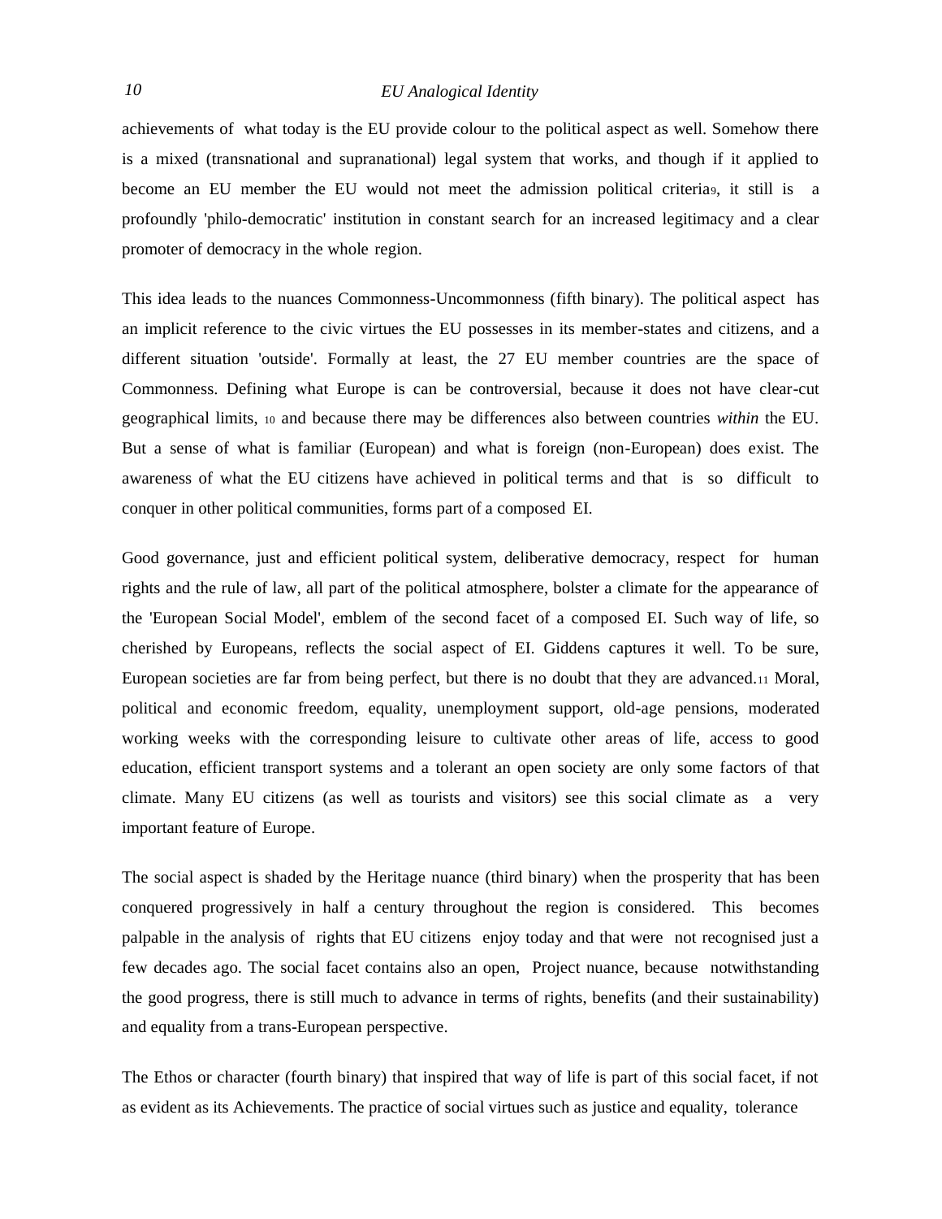achievements of what today is the EU provide colour to the political aspect as well. Somehow there is a mixed (transnational and supranational) legal system that works, and though if it applied to become an EU member the EU would not meet the admission political criteria[9], it still is a profoundly 'philo-democratic' institution in constant search for an increased legitimacy and a clear promoter of democracy in the whole region.

This idea leads to the nuances Commonness-Uncommonness (fifth binary). The political aspect has an implicit reference to the civic virtues the EU possesses in its member-states and citizens, and a different situation 'outside'. Formally at least, the 27 EU member countries are the space of Commonness. Defining what Europe is can be controversial, because it does not have clear-cut geographical limits, [10] and because there may be differences also between countries *within* the EU. But a sense of what is familiar (European) and what is foreign (non-European) does exist. The awareness of what the EU citizens have achieved in political terms and that is so difficult to conquer in other political communities, forms part of a composed EI.

Good governance, just and efficient political system, deliberative democracy, respect for human rights and the rule of law, all part of the political atmosphere, bolster a climate for the appearance of the 'European Social Model', emblem of the second facet of a composed EI. Such way of life, so cherished by Europeans, reflects the social aspect of EI. Giddens captures it well. To be sure, European societies are far from being perfect, but there is no doubt that they are advanced.[11] Moral, political and economic freedom, equality, unemployment support, old-age pensions, moderated working weeks with the corresponding leisure to cultivate other areas of life, access to good education, efficient transport systems and a tolerant an open society are only some factors of that climate. Many EU citizens (as well as tourists and visitors) see this social climate as a very important feature of Europe.

The social aspect is shaded by the Heritage nuance (third binary) when the prosperity that has been conquered progressively in half a century throughout the region is considered. This becomes palpable in the analysis of rights that EU citizens enjoy today and that were not recognised just a few decades ago. The social facet contains also an open, Project nuance, because notwithstanding the good progress, there is still much to advance in terms of rights, benefits (and their sustainability) and equality from a trans-European perspective.

The Ethos or character (fourth binary) that inspired that way of life is part of this social facet, if not as evident as its Achievements. The practice of social virtues such as justice and equality, tolerance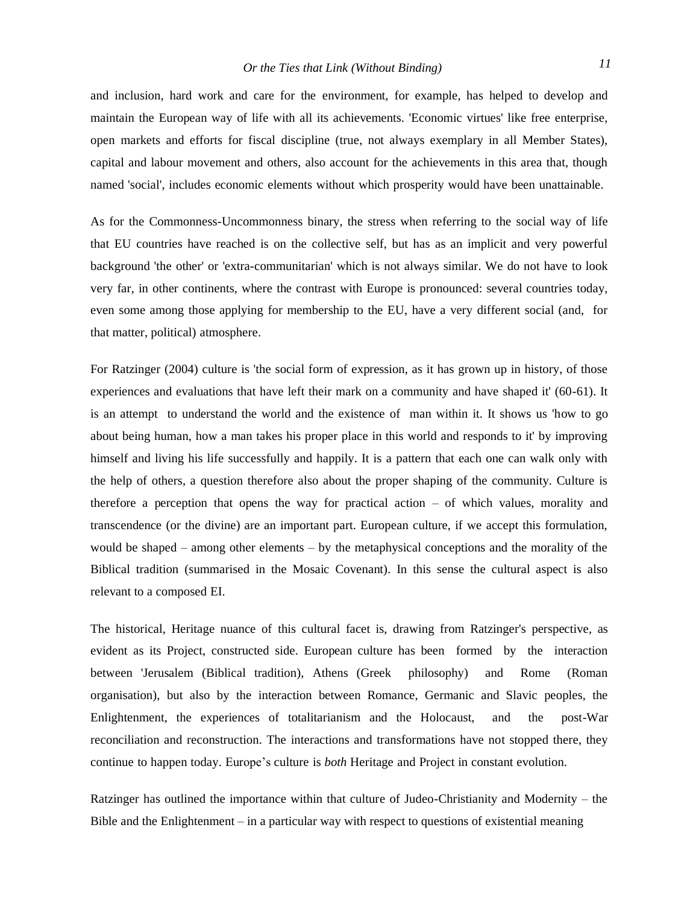and inclusion, hard work and care for the environment, for example, has helped to develop and maintain the European way of life with all its achievements. 'Economic virtues' like free enterprise, open markets and efforts for fiscal discipline (true, not always exemplary in all Member States), capital and labour movement and others, also account for the achievements in this area that, though named 'social', includes economic elements without which prosperity would have been unattainable.

As for the Commonness-Uncommonness binary, the stress when referring to the social way of life that EU countries have reached is on the collective self, but has as an implicit and very powerful background 'the other' or 'extra-communitarian' which is not always similar. We do not have to look very far, in other continents, where the contrast with Europe is pronounced: several countries today, even some among those applying for membership to the EU, have a very different social (and, for that matter, political) atmosphere.

For Ratzinger (2004) culture is 'the social form of expression, as it has grown up in history, of those experiences and evaluations that have left their mark on a community and have shaped it' (60-61). It is an attempt to understand the world and the existence of man within it. It shows us 'how to go about being human, how a man takes his proper place in this world and responds to it' by improving himself and living his life successfully and happily. It is a pattern that each one can walk only with the help of others, a question therefore also about the proper shaping of the community. Culture is therefore a perception that opens the way for practical action – of which values, morality and transcendence (or the divine) are an important part. European culture, if we accept this formulation, would be shaped – among other elements – by the metaphysical conceptions and the morality of the Biblical tradition (summarised in the Mosaic Covenant). In this sense the cultural aspect is also relevant to a composed EI.

The historical, Heritage nuance of this cultural facet is, drawing from Ratzinger's perspective, as evident as its Project, constructed side. European culture has been formed by the interaction between 'Jerusalem (Biblical tradition), Athens (Greek philosophy) and Rome (Roman organisation), but also by the interaction between Romance, Germanic and Slavic peoples, the Enlightenment, the experiences of totalitarianism and the Holocaust, and the post-War reconciliation and reconstruction. The interactions and transformations have not stopped there, they continue to happen today. Europe's culture is *both* Heritage and Project in constant evolution.

Ratzinger has outlined the importance within that culture of Judeo-Christianity and Modernity – the Bible and the Enlightenment – in a particular way with respect to questions of existential meaning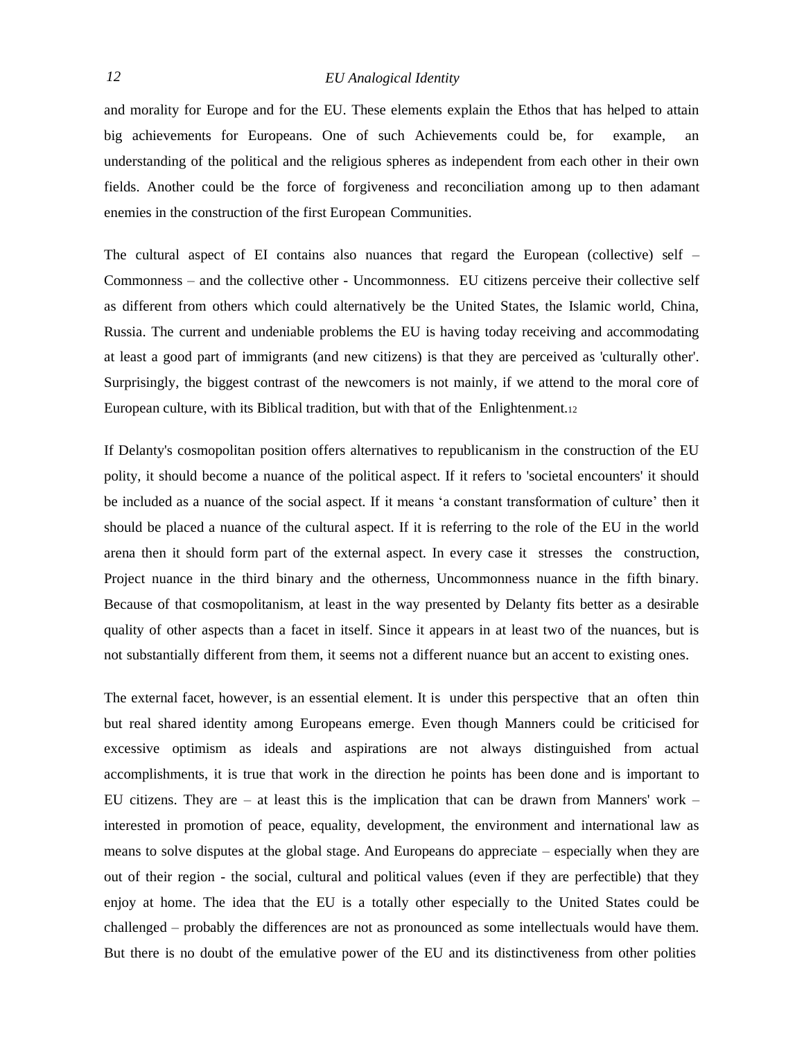and morality for Europe and for the EU. These elements explain the Ethos that has helped to attain big achievements for Europeans. One of such Achievements could be, for example, an understanding of the political and the religious spheres as independent from each other in their own fields. Another could be the force of forgiveness and reconciliation among up to then adamant enemies in the construction of the first European Communities.

The cultural aspect of EI contains also nuances that regard the European (collective) self – Commonness – and the collective other - Uncommonness. EU citizens perceive their collective self as different from others which could alternatively be the United States, the Islamic world, China, Russia. The current and undeniable problems the EU is having today receiving and accommodating at least a good part of immigrants (and new citizens) is that they are perceived as 'culturally other'. Surprisingly, the biggest contrast of the newcomers is not mainly, if we attend to the moral core of European culture, with its Biblical tradition, but with that of the Enlightenment.[12]

If Delanty's cosmopolitan position offers alternatives to republicanism in the construction of the EU polity, it should become a nuance of the political aspect. If it refers to 'societal encounters' it should be included as a nuance of the social aspect. If it means 'a constant transformation of culture' then it should be placed a nuance of the cultural aspect. If it is referring to the role of the EU in the world arena then it should form part of the external aspect. In every case it stresses the construction, Project nuance in the third binary and the otherness, Uncommonness nuance in the fifth binary. Because of that cosmopolitanism, at least in the way presented by Delanty fits better as a desirable quality of other aspects than a facet in itself. Since it appears in at least two of the nuances, but is not substantially different from them, it seems not a different nuance but an accent to existing ones.

The external facet, however, is an essential element. It is under this perspective that an often thin but real shared identity among Europeans emerge. Even though Manners could be criticised for excessive optimism as ideals and aspirations are not always distinguished from actual accomplishments, it is true that work in the direction he points has been done and is important to EU citizens. They are – at least this is the implication that can be drawn from Manners' work – interested in promotion of peace, equality, development, the environment and international law as means to solve disputes at the global stage. And Europeans do appreciate – especially when they are out of their region - the social, cultural and political values (even if they are perfectible) that they enjoy at home. The idea that the EU is a totally other especially to the United States could be challenged – probably the differences are not as pronounced as some intellectuals would have them. But there is no doubt of the emulative power of the EU and its distinctiveness from other polities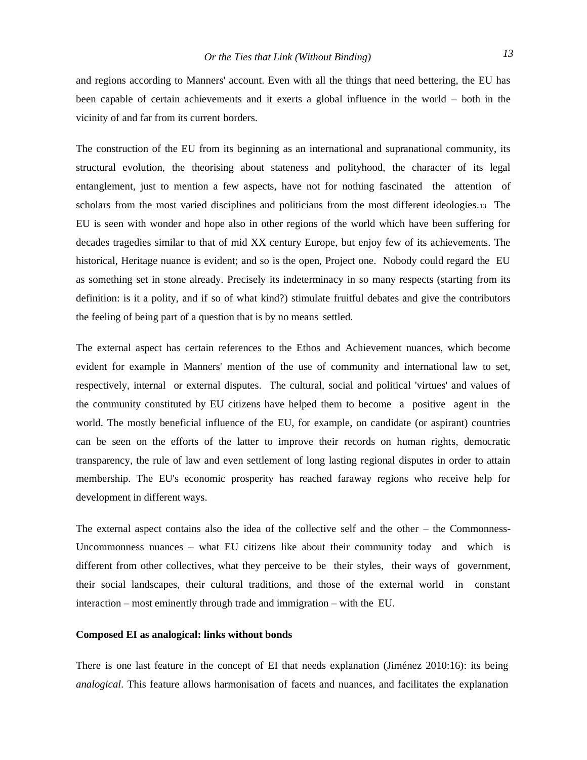and regions according to Manners' account. Even with all the things that need bettering, the EU has been capable of certain achievements and it exerts a global influence in the world – both in the vicinity of and far from its current borders.

The construction of the EU from its beginning as an international and supranational community, its structural evolution, the theorising about stateness and polityhood, the character of its legal entanglement, just to mention a few aspects, have not for nothing fascinated the attention of scholars from the most varied disciplines and politicians from the most different ideologies.[13] The EU is seen with wonder and hope also in other regions of the world which have been suffering for decades tragedies similar to that of mid XX century Europe, but enjoy few of its achievements. The historical, Heritage nuance is evident; and so is the open, Project one. Nobody could regard the EU as something set in stone already. Precisely its indeterminacy in so many respects (starting from its definition: is it a polity, and if so of what kind?) stimulate fruitful debates and give the contributors the feeling of being part of a question that is by no means settled.

The external aspect has certain references to the Ethos and Achievement nuances, which become evident for example in Manners' mention of the use of community and international law to set, respectively, internal or external disputes. The cultural, social and political 'virtues' and values of the community constituted by EU citizens have helped them to become a positive agent in the world. The mostly beneficial influence of the EU, for example, on candidate (or aspirant) countries can be seen on the efforts of the latter to improve their records on human rights, democratic transparency, the rule of law and even settlement of long lasting regional disputes in order to attain membership. The EU's economic prosperity has reached faraway regions who receive help for development in different ways.

The external aspect contains also the idea of the collective self and the other – the Commonness-Uncommonness nuances – what EU citizens like about their community today and which is different from other collectives, what they perceive to be their styles, their ways of government, their social landscapes, their cultural traditions, and those of the external world in constant interaction – most eminently through trade and immigration – with the EU.

**Composed EI as analogical: links without bonds**

There is one last feature in the concept of EI that needs explanation (Jiménez 2010:16): its being *analogical*. This feature allows harmonisation of facets and nuances, and facilitates the explanation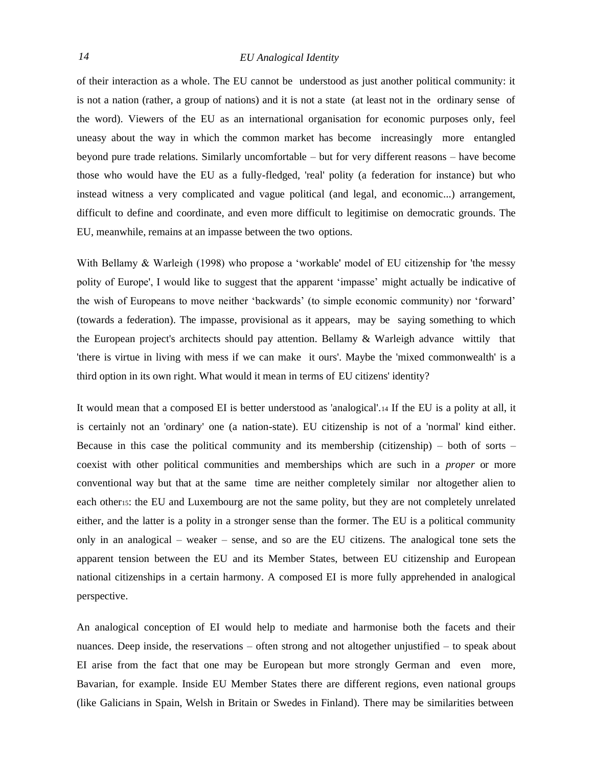of their interaction as a whole. The EU cannot be understood as just another political community: it is not a nation (rather, a group of nations) and it is not a state (at least not in the ordinary sense of the word). Viewers of the EU as an international organisation for economic purposes only, feel uneasy about the way in which the common market has become increasingly more entangled beyond pure trade relations. Similarly uncomfortable – but for very different reasons – have become those who would have the EU as a fully-fledged, 'real' polity (a federation for instance) but who instead witness a very complicated and vague political (and legal, and economic...) arrangement, difficult to define and coordinate, and even more difficult to legitimise on democratic grounds. The EU, meanwhile, remains at an impasse between the two options.

With Bellamy & Warleigh (1998) who propose a 'workable' model of EU citizenship for 'the messy polity of Europe', I would like to suggest that the apparent 'impasse' might actually be indicative of the wish of Europeans to move neither 'backwards' (to simple economic community) nor 'forward' (towards a federation). The impasse, provisional as it appears, may be saying something to which the European project's architects should pay attention. Bellamy & Warleigh advance wittily that 'there is virtue in living with mess if we can make it ours'. Maybe the 'mixed commonwealth' is a third option in its own right. What would it mean in terms of EU citizens' identity?

It would mean that a composed EI is better understood as 'analogical'.[14] If the EU is a polity at all, it is certainly not an 'ordinary' one (a nation-state). EU citizenship is not of a 'normal' kind either. Because in this case the political community and its membership (citizenship) – both of sorts – coexist with other political communities and memberships which are such in a *proper* or more conventional way but that at the same time are neither completely similar nor altogether alien to each other[15]: the EU and Luxembourg are not the same polity, but they are not completely unrelated either, and the latter is a polity in a stronger sense than the former. The EU is a political community only in an analogical – weaker – sense, and so are the EU citizens. The analogical tone sets the apparent tension between the EU and its Member States, between EU citizenship and European national citizenships in a certain harmony. A composed EI is more fully apprehended in analogical perspective.

An analogical conception of EI would help to mediate and harmonise both the facets and their nuances. Deep inside, the reservations – often strong and not altogether unjustified – to speak about EI arise from the fact that one may be European but more strongly German and even more, Bavarian, for example. Inside EU Member States there are different regions, even national groups (like Galicians in Spain, Welsh in Britain or Swedes in Finland). There may be similarities between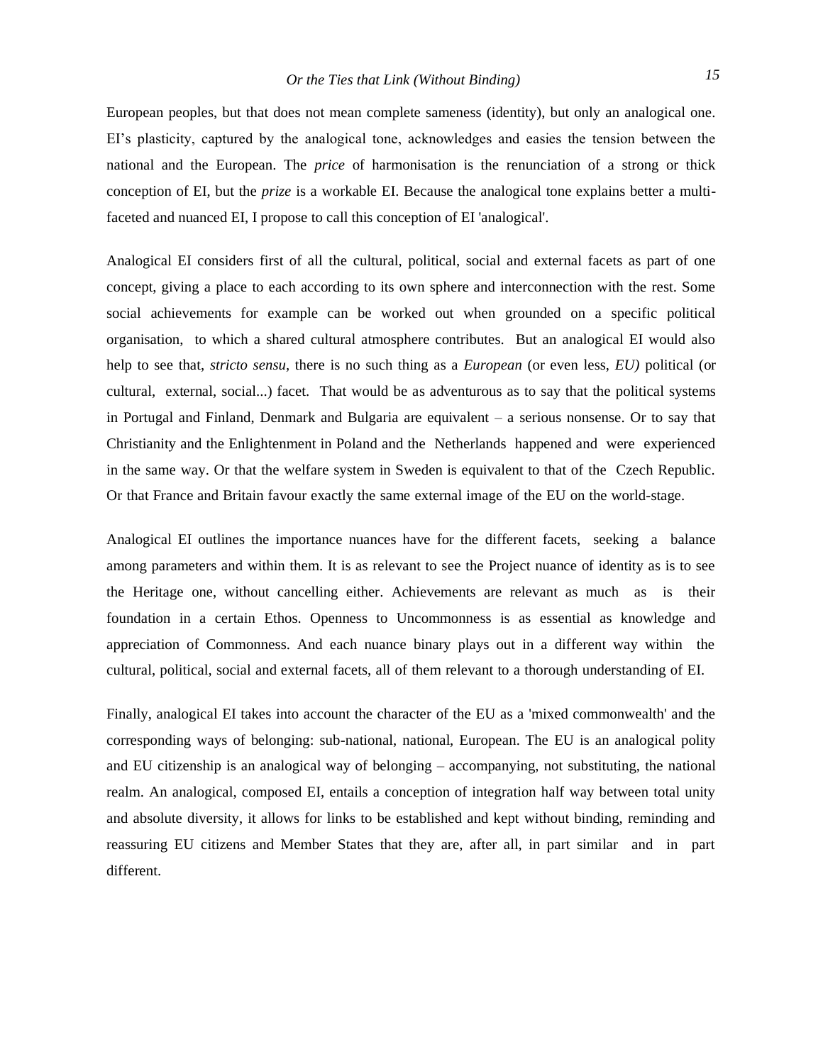European peoples, but that does not mean complete sameness (identity), but only an analogical one. EI's plasticity, captured by the analogical tone, acknowledges and easies the tension between the national and the European. The *price* of harmonisation is the renunciation of a strong or thick conception of EI, but the *prize* is a workable EI. Because the analogical tone explains better a multi-faceted and nuanced EI, I propose to call this conception of EI 'analogical'.

Analogical EI considers first of all the cultural, political, social and external facets as part of one concept, giving a place to each according to its own sphere and interconnection with the rest. Some social achievements for example can be worked out when grounded on a specific political organisation, to which a shared cultural atmosphere contributes. But an analogical EI would also help to see that, *stricto sensu*, there is no such thing as a *European* (or even less, *EU)* political (or cultural, external, social...) facet. That would be as adventurous as to say that the political systems in Portugal and Finland, Denmark and Bulgaria are equivalent – a serious nonsense. Or to say that Christianity and the Enlightenment in Poland and the Netherlands happened and were experienced in the same way. Or that the welfare system in Sweden is equivalent to that of the Czech Republic. Or that France and Britain favour exactly the same external image of the EU on the world-stage.

Analogical EI outlines the importance nuances have for the different facets, seeking a balance among parameters and within them. It is as relevant to see the Project nuance of identity as is to see the Heritage one, without cancelling either. Achievements are relevant as much as is their foundation in a certain Ethos. Openness to Uncommonness is as essential as knowledge and appreciation of Commonness. And each nuance binary plays out in a different way within the cultural, political, social and external facets, all of them relevant to a thorough understanding of EI.

Finally, analogical EI takes into account the character of the EU as a 'mixed commonwealth' and the corresponding ways of belonging: sub-national, national, European. The EU is an analogical polity and EU citizenship is an analogical way of belonging – accompanying, not substituting, the national realm. An analogical, composed EI, entails a conception of integration half way between total unity and absolute diversity, it allows for links to be established and kept without binding, reminding and reassuring EU citizens and Member States that they are, after all, in part similar and in part different.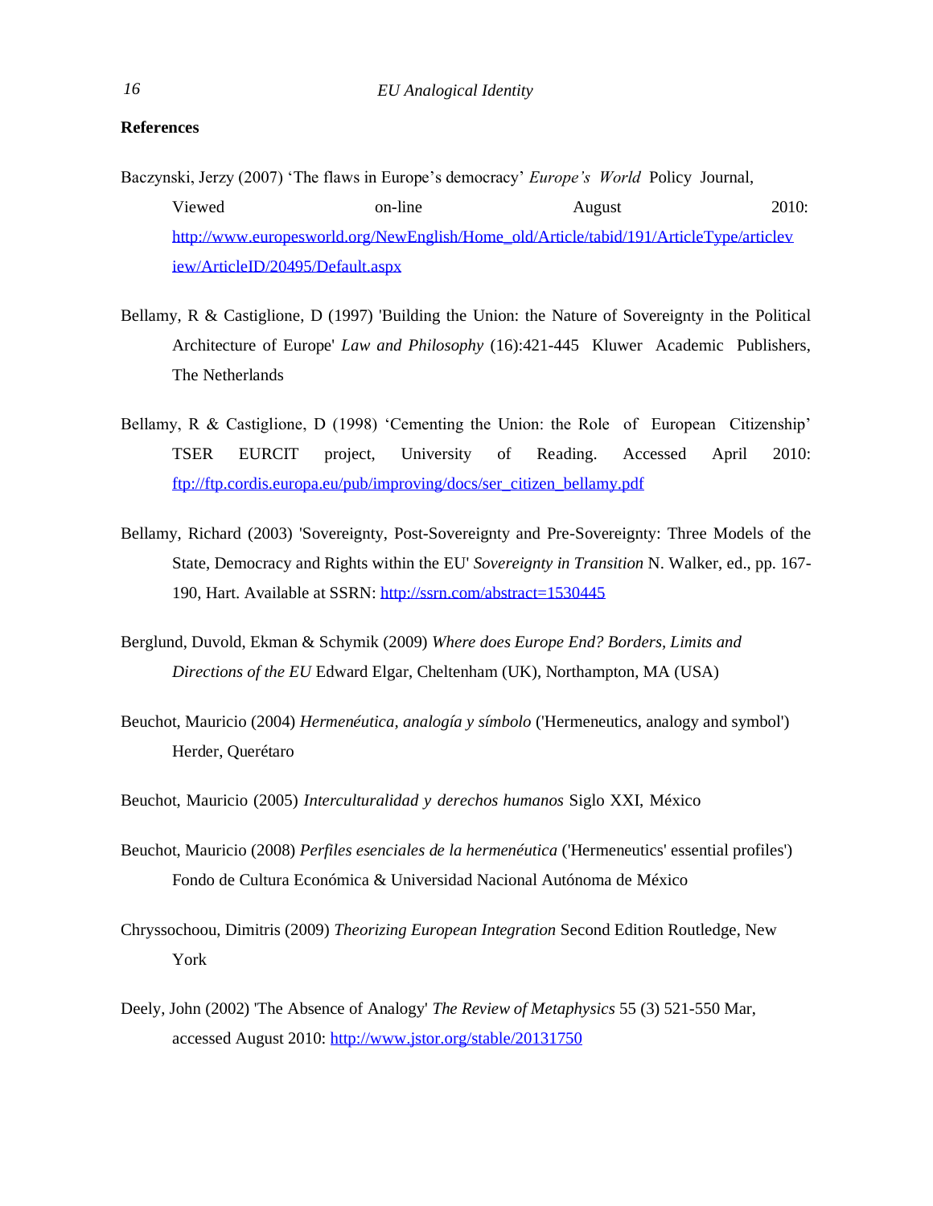## References

Baczynski, Jerzy (2007) 'The flaws in Europe's democracy' *Europe's World* Policy Journal, Viewed on-line August 2010: http://www.europesworld.org/NewEnglish/Home_old/Article/tabid/191/ArticleType/articleview/ArticleID/20495/Default.aspx

Bellamy, R & Castiglione, D (1997) 'Building the Union: the Nature of Sovereignty in the Political Architecture of Europe' *Law and Philosophy* (16):421-445 Kluwer Academic Publishers, The Netherlands

Bellamy, R & Castiglione, D (1998) 'Cementing the Union: the Role of European Citizenship' TSER EURCIT project, University of Reading. Accessed April 2010: ftp://ftp.cordis.europa.eu/pub/improving/docs/ser_citizen_bellamy.pdf

Bellamy, Richard (2003) 'Sovereignty, Post-Sovereignty and Pre-Sovereignty: Three Models of the State, Democracy and Rights within the EU' *Sovereignty in Transition* N. Walker, ed., pp. 167-190, Hart. Available at SSRN: http://ssrn.com/abstract=1530445

Berglund, Duvold, Ekman & Schymik (2009) *Where does Europe End? Borders, Limits and Directions of the EU* Edward Elgar, Cheltenham (UK), Northampton, MA (USA)

Beuchot, Mauricio (2004) *Hermenéutica, analogía y símbolo* ('Hermeneutics, analogy and symbol') Herder, Querétaro

Beuchot, Mauricio (2005) *Interculturalidad y derechos humanos* Siglo XXI, México

Beuchot, Mauricio (2008) *Perfiles esenciales de la hermenéutica* ('Hermeneutics' essential profiles') Fondo de Cultura Económica & Universidad Nacional Autónoma de México

Chryssochoou, Dimitris (2009) *Theorizing European Integration* Second Edition Routledge, New York

Deely, John (2002) 'The Absence of Analogy' *The Review of Metaphysics* 55 (3) 521-550 Mar, accessed August 2010: http://www.jstor.org/stable/20131750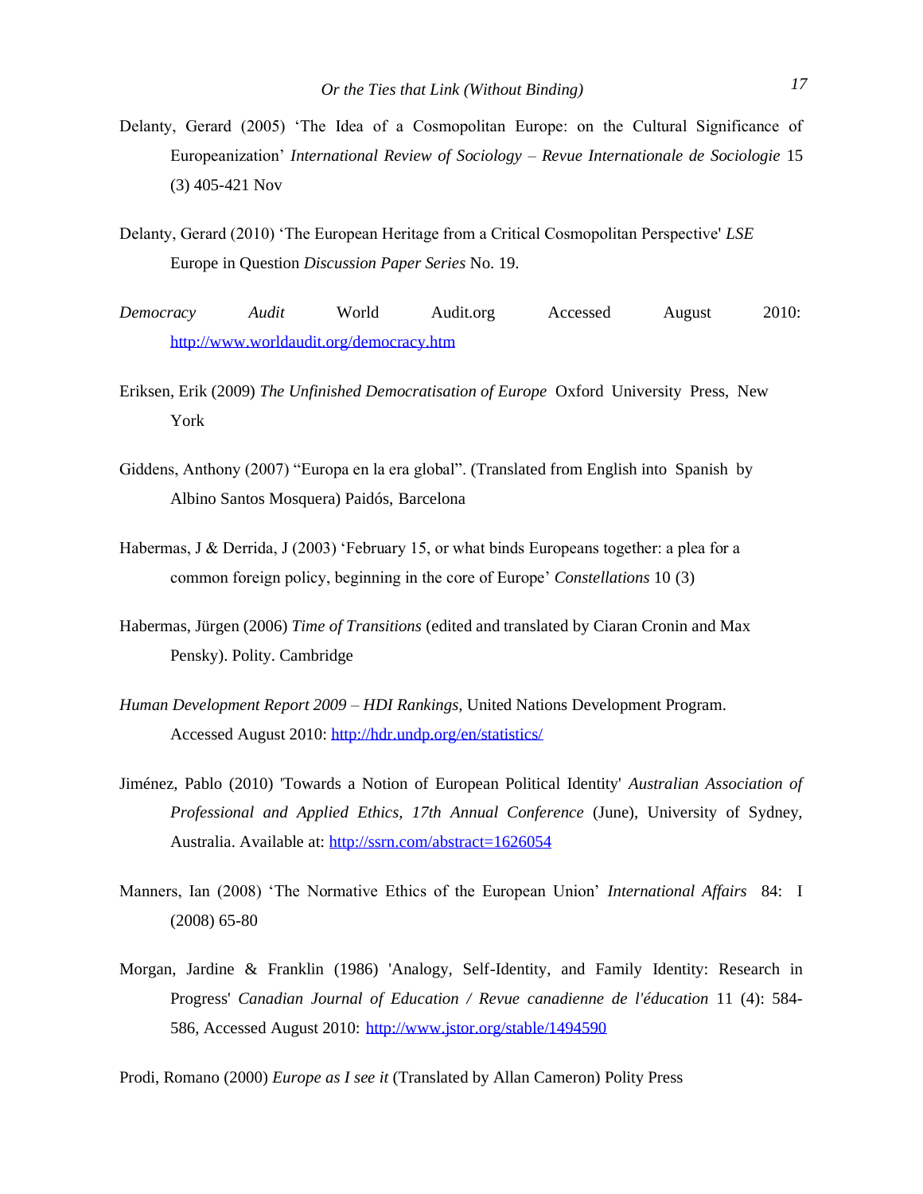Delanty, Gerard (2005) 'The Idea of a Cosmopolitan Europe: on the Cultural Significance of Europeanization' *International Review of Sociology – Revue Internationale de Sociologie* 15 (3) 405-421 Nov

Delanty, Gerard (2010) 'The European Heritage from a Critical Cosmopolitan Perspective' *LSE* Europe in Question *Discussion Paper Series* No. 19.

*Democracy Audit* World Audit.org Accessed August 2010: http://www.worldaudit.org/democracy.htm

Eriksen, Erik (2009) *The Unfinished Democratisation of Europe* Oxford University Press, New York

Giddens, Anthony (2007) "Europa en la era global". (Translated from English into Spanish by Albino Santos Mosquera) Paidós, Barcelona

Habermas, J & Derrida, J (2003) 'February 15, or what binds Europeans together: a plea for a common foreign policy, beginning in the core of Europe' *Constellations* 10 (3)

Habermas, Jürgen (2006) *Time of Transitions* (edited and translated by Ciaran Cronin and Max Pensky). Polity. Cambridge

*Human Development Report 2009 – HDI Rankings*, United Nations Development Program. Accessed August 2010: http://hdr.undp.org/en/statistics/

Jiménez, Pablo (2010) 'Towards a Notion of European Political Identity' *Australian Association of Professional and Applied Ethics, 17th Annual Conference* (June), University of Sydney, Australia. Available at: http://ssrn.com/abstract=1626054

Manners, Ian (2008) 'The Normative Ethics of the European Union' *International Affairs* 84: I (2008) 65-80

Morgan, Jardine & Franklin (1986) 'Analogy, Self-Identity, and Family Identity: Research in Progress' *Canadian Journal of Education / Revue canadienne de l'éducation* 11 (4): 584-586, Accessed August 2010: http://www.jstor.org/stable/1494590

Prodi, Romano (2000) *Europe as I see it* (Translated by Allan Cameron) Polity Press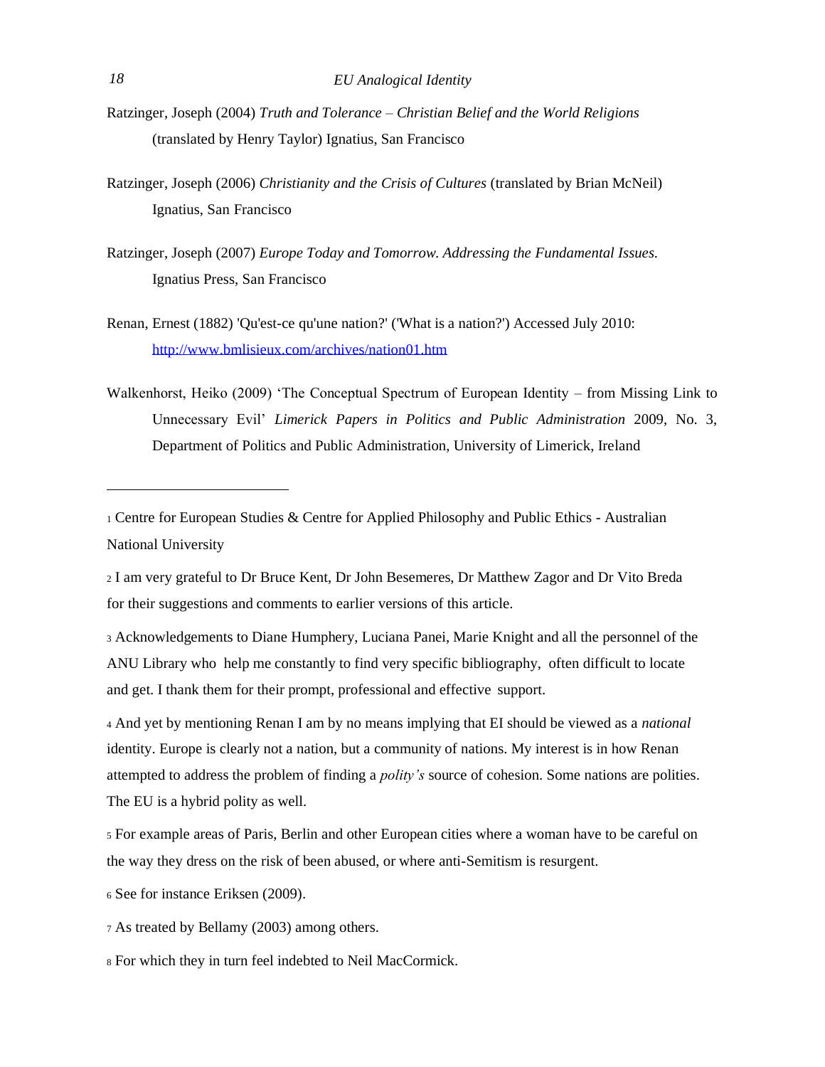Ratzinger, Joseph (2004) *Truth and Tolerance – Christian Belief and the World Religions* (translated by Henry Taylor) Ignatius, San Francisco

Ratzinger, Joseph (2006) *Christianity and the Crisis of Cultures* (translated by Brian McNeil) Ignatius, San Francisco

Ratzinger, Joseph (2007) *Europe Today and Tomorrow. Addressing the Fundamental Issues.* Ignatius Press, San Francisco

Renan, Ernest (1882) 'Qu'est-ce qu'une nation?' ('What is a nation?') Accessed July 2010: http://www.bmlisieux.com/archives/nation01.htm

Walkenhorst, Heiko (2009) 'The Conceptual Spectrum of European Identity – from Missing Link to Unnecessary Evil' *Limerick Papers in Politics and Public Administration* 2009, No. 3, Department of Politics and Public Administration, University of Limerick, Ireland

---

[1] Centre for European Studies & Centre for Applied Philosophy and Public Ethics - Australian National University

[2] I am very grateful to Dr Bruce Kent, Dr John Besemeres, Dr Matthew Zagor and Dr Vito Breda for their suggestions and comments to earlier versions of this article.

[3] Acknowledgements to Diane Humphery, Luciana Panei, Marie Knight and all the personnel of the ANU Library who help me constantly to find very specific bibliography, often difficult to locate and get. I thank them for their prompt, professional and effective support.

[4] And yet by mentioning Renan I am by no means implying that EI should be viewed as a *national* identity. Europe is clearly not a nation, but a community of nations. My interest is in how Renan attempted to address the problem of finding a *polity's* source of cohesion. Some nations are polities. The EU is a hybrid polity as well.

[5] For example areas of Paris, Berlin and other European cities where a woman have to be careful on the way they dress on the risk of been abused, or where anti-Semitism is resurgent.

[6] See for instance Eriksen (2009).

[7] As treated by Bellamy (2003) among others.

[8] For which they in turn feel indebted to Neil MacCormick.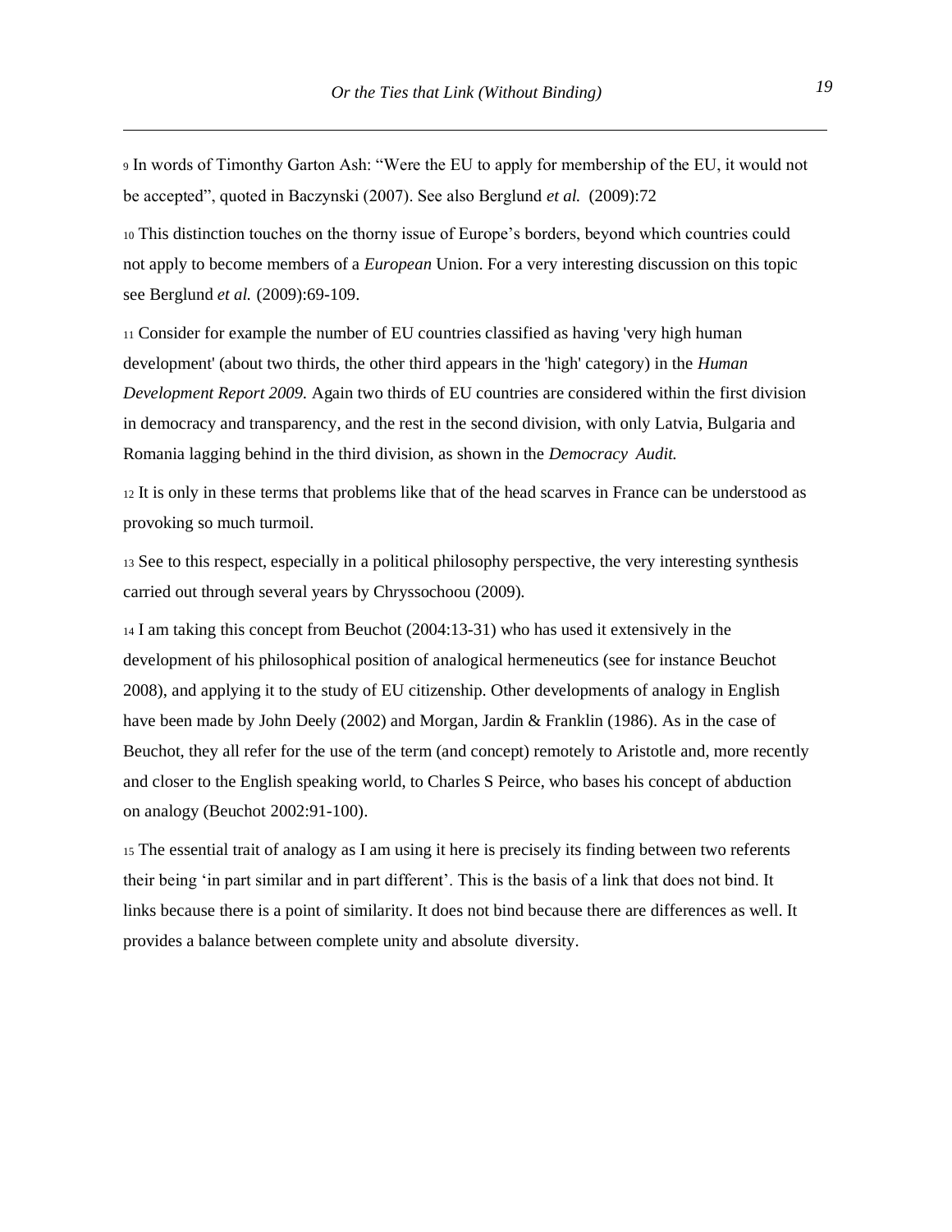[9] In words of Timonthy Garton Ash: "Were the EU to apply for membership of the EU, it would not be accepted", quoted in Baczynski (2007). See also Berglund *et al.* (2009):72

[10] This distinction touches on the thorny issue of Europe's borders, beyond which countries could not apply to become members of a *European* Union. For a very interesting discussion on this topic see Berglund *et al.* (2009):69-109.

[11] Consider for example the number of EU countries classified as having 'very high human development' (about two thirds, the other third appears in the 'high' category) in the *Human Development Report 2009.* Again two thirds of EU countries are considered within the first division in democracy and transparency, and the rest in the second division, with only Latvia, Bulgaria and Romania lagging behind in the third division, as shown in the *Democracy Audit.*

[12] It is only in these terms that problems like that of the head scarves in France can be understood as provoking so much turmoil.

[13] See to this respect, especially in a political philosophy perspective, the very interesting synthesis carried out through several years by Chryssochoou (2009).

[14] I am taking this concept from Beuchot (2004:13-31) who has used it extensively in the development of his philosophical position of analogical hermeneutics (see for instance Beuchot 2008), and applying it to the study of EU citizenship. Other developments of analogy in English have been made by John Deely (2002) and Morgan, Jardin & Franklin (1986). As in the case of Beuchot, they all refer for the use of the term (and concept) remotely to Aristotle and, more recently and closer to the English speaking world, to Charles S Peirce, who bases his concept of abduction on analogy (Beuchot 2002:91-100).

[15] The essential trait of analogy as I am using it here is precisely its finding between two referents their being 'in part similar and in part different'. This is the basis of a link that does not bind. It links because there is a point of similarity. It does not bind because there are differences as well. It provides a balance between complete unity and absolute diversity.